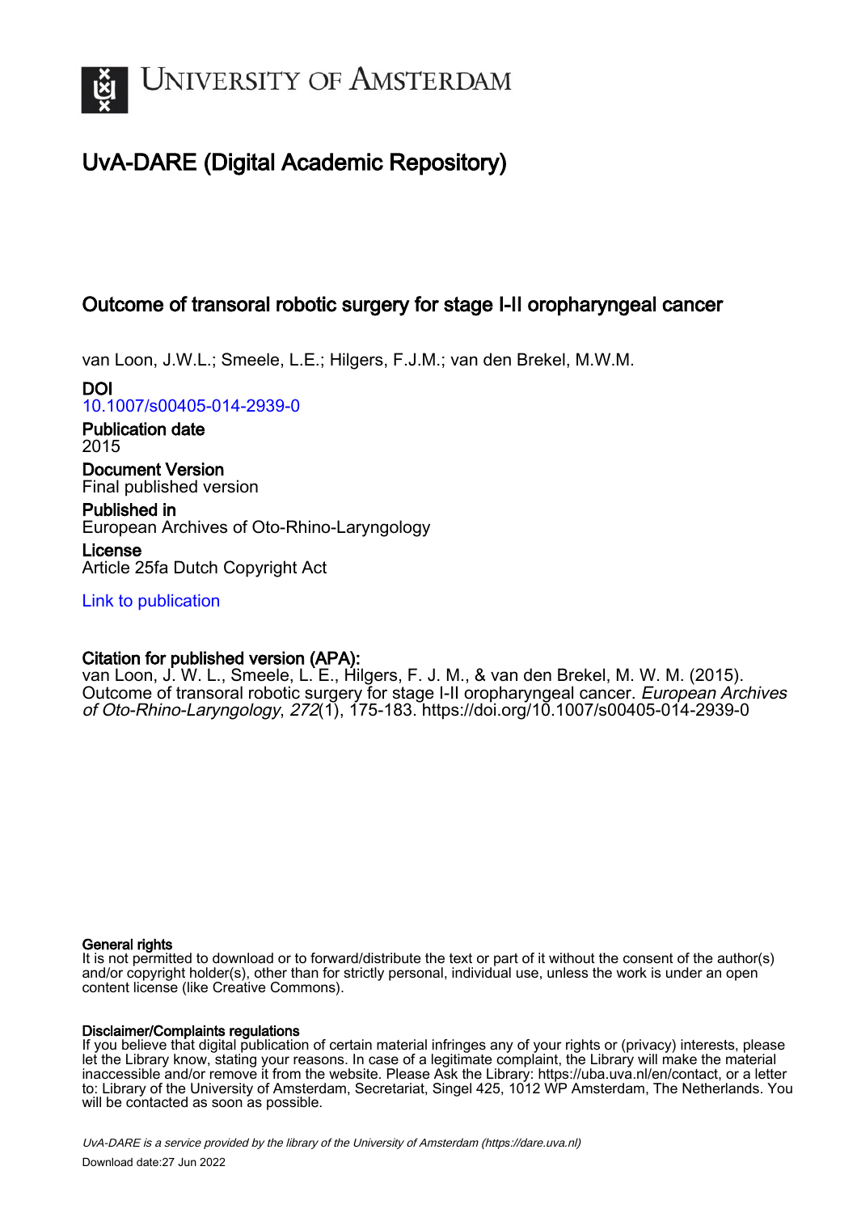# UvA-DARE (Digital Academic Repository)

## Outcome of transoral robotic surgery for stage I-II oropharyngeal cancer

van Loon, J.W.L.; Smeele, L.E.; Hilgers, F.J.M.; van den Brekel, M.W.M.

**DOI**
10.1007/s00405-014-2939-0

**Publication date**
2015

**Document Version**
Final published version

**Published in**
European Archives of Oto-Rhino-Laryngology

**License**
Article 25fa Dutch Copyright Act

Link to publication

**Citation for published version (APA):**
van Loon, J. W. L., Smeele, L. E., Hilgers, F. J. M., & van den Brekel, M. W. M. (2015). Outcome of transoral robotic surgery for stage I-II oropharyngeal cancer. *European Archives of Oto-Rhino-Laryngology*, *272*(1), 175-183. https://doi.org/10.1007/s00405-014-2939-0

**General rights**
It is not permitted to download or to forward/distribute the text or part of it without the consent of the author(s) and/or copyright holder(s), other than for strictly personal, individual use, unless the work is under an open content license (like Creative Commons).

**Disclaimer/Complaints regulations**
If you believe that digital publication of certain material infringes any of your rights or (privacy) interests, please let the Library know, stating your reasons. In case of a legitimate complaint, the Library will make the material inaccessible and/or remove it from the website. Please Ask the Library: https://uba.uva.nl/en/contact, or a letter to: Library of the University of Amsterdam, Secretariat, Singel 425, 1012 WP Amsterdam, The Netherlands. You will be contacted as soon as possible.

UvA-DARE is a service provided by the library of the University of Amsterdam (https://dare.uva.nl)

Download date:27 Jun 2022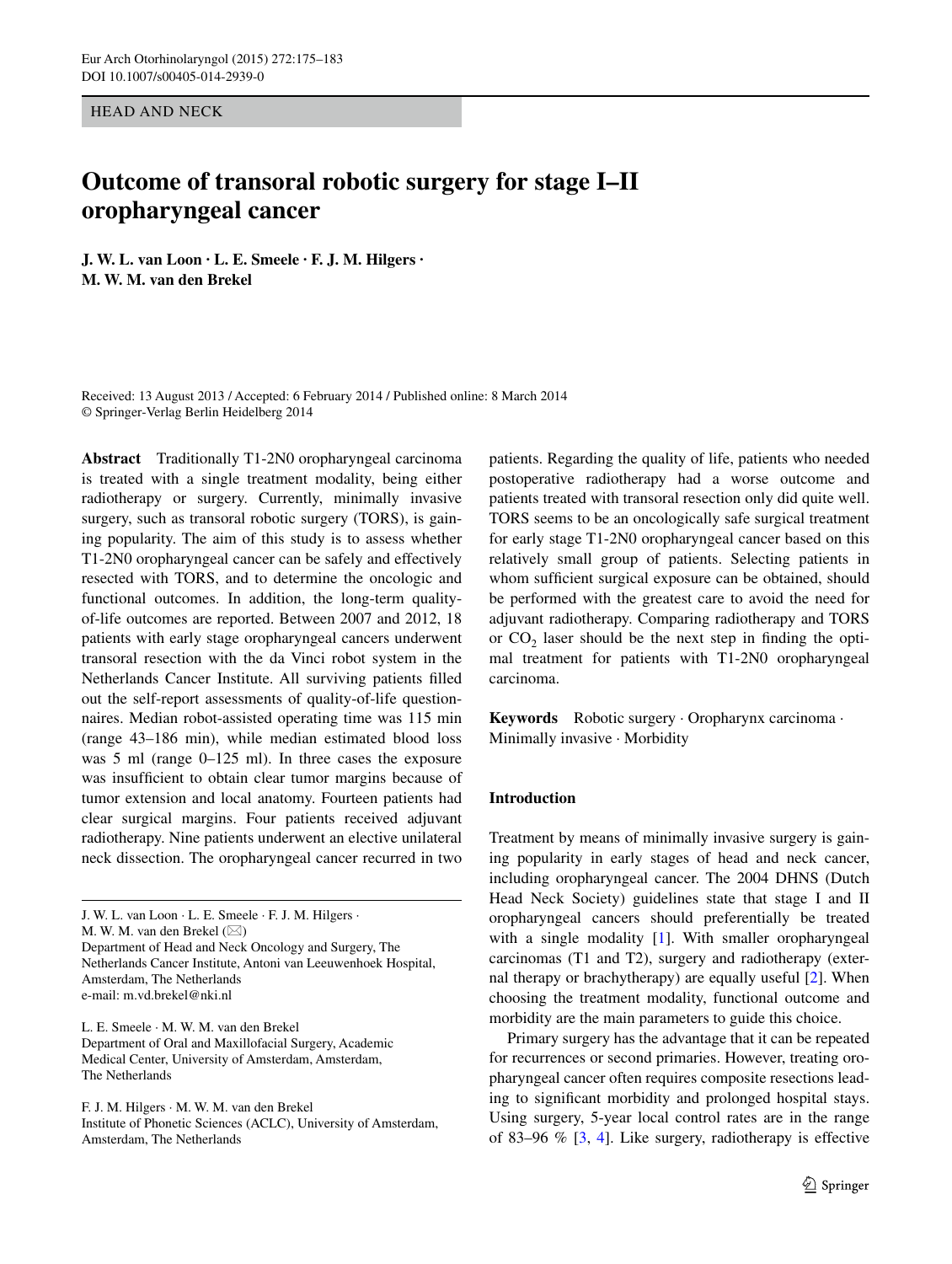# Outcome of transoral robotic surgery for stage I–II oropharyngeal cancer

**J. W. L. van Loon · L. E. Smeele · F. J. M. Hilgers · M. W. M. van den Brekel**

Received: 13 August 2013 / Accepted: 6 February 2014 / Published online: 8 March 2014
© Springer-Verlag Berlin Heidelberg 2014

**Abstract** Traditionally T1-2N0 oropharyngeal carcinoma is treated with a single treatment modality, being either radiotherapy or surgery. Currently, minimally invasive surgery, such as transoral robotic surgery (TORS), is gaining popularity. The aim of this study is to assess whether T1-2N0 oropharyngeal cancer can be safely and effectively resected with TORS, and to determine the oncologic and functional outcomes. In addition, the long-term quality-of-life outcomes are reported. Between 2007 and 2012, 18 patients with early stage oropharyngeal cancers underwent transoral resection with the da Vinci robot system in the Netherlands Cancer Institute. All surviving patients filled out the self-report assessments of quality-of-life questionnaires. Median robot-assisted operating time was 115 min (range 43–186 min), while median estimated blood loss was 5 ml (range 0–125 ml). In three cases the exposure was insufficient to obtain clear tumor margins because of tumor extension and local anatomy. Fourteen patients had clear surgical margins. Four patients received adjuvant radiotherapy. Nine patients underwent an elective unilateral neck dissection. The oropharyngeal cancer recurred in two patients. Regarding the quality of life, patients who needed postoperative radiotherapy had a worse outcome and patients treated with transoral resection only did quite well. TORS seems to be an oncologically safe surgical treatment for early stage T1-2N0 oropharyngeal cancer based on this relatively small group of patients. Selecting patients in whom sufficient surgical exposure can be obtained, should be performed with the greatest care to avoid the need for adjuvant radiotherapy. Comparing radiotherapy and TORS or $CO_2$ laser should be the next step in finding the optimal treatment for patients with T1-2N0 oropharyngeal carcinoma.

**Keywords** Robotic surgery · Oropharynx carcinoma · Minimally invasive · Morbidity

J. W. L. van Loon · L. E. Smeele · F. J. M. Hilgers · M. W. M. van den Brekel (✉)
Department of Head and Neck Oncology and Surgery, The Netherlands Cancer Institute, Antoni van Leeuwenhoek Hospital, Amsterdam, The Netherlands
e-mail: m.vd.brekel@nki.nl

L. E. Smeele · M. W. M. van den Brekel
Department of Oral and Maxillofacial Surgery, Academic Medical Center, University of Amsterdam, Amsterdam, The Netherlands

F. J. M. Hilgers · M. W. M. van den Brekel
Institute of Phonetic Sciences (ACLC), University of Amsterdam, Amsterdam, The Netherlands

## Introduction

Treatment by means of minimally invasive surgery is gaining popularity in early stages of head and neck cancer, including oropharyngeal cancer. The 2004 DHNS (Dutch Head Neck Society) guidelines state that stage I and II oropharyngeal cancers should preferentially be treated with a single modality [1]. With smaller oropharyngeal carcinomas (T1 and T2), surgery and radiotherapy (external therapy or brachytherapy) are equally useful [2]. When choosing the treatment modality, functional outcome and morbidity are the main parameters to guide this choice.

Primary surgery has the advantage that it can be repeated for recurrences or second primaries. However, treating oropharyngeal cancer often requires composite resections leading to significant morbidity and prolonged hospital stays. Using surgery, 5-year local control rates are in the range of 83–96 % [3, 4]. Like surgery, radiotherapy is effective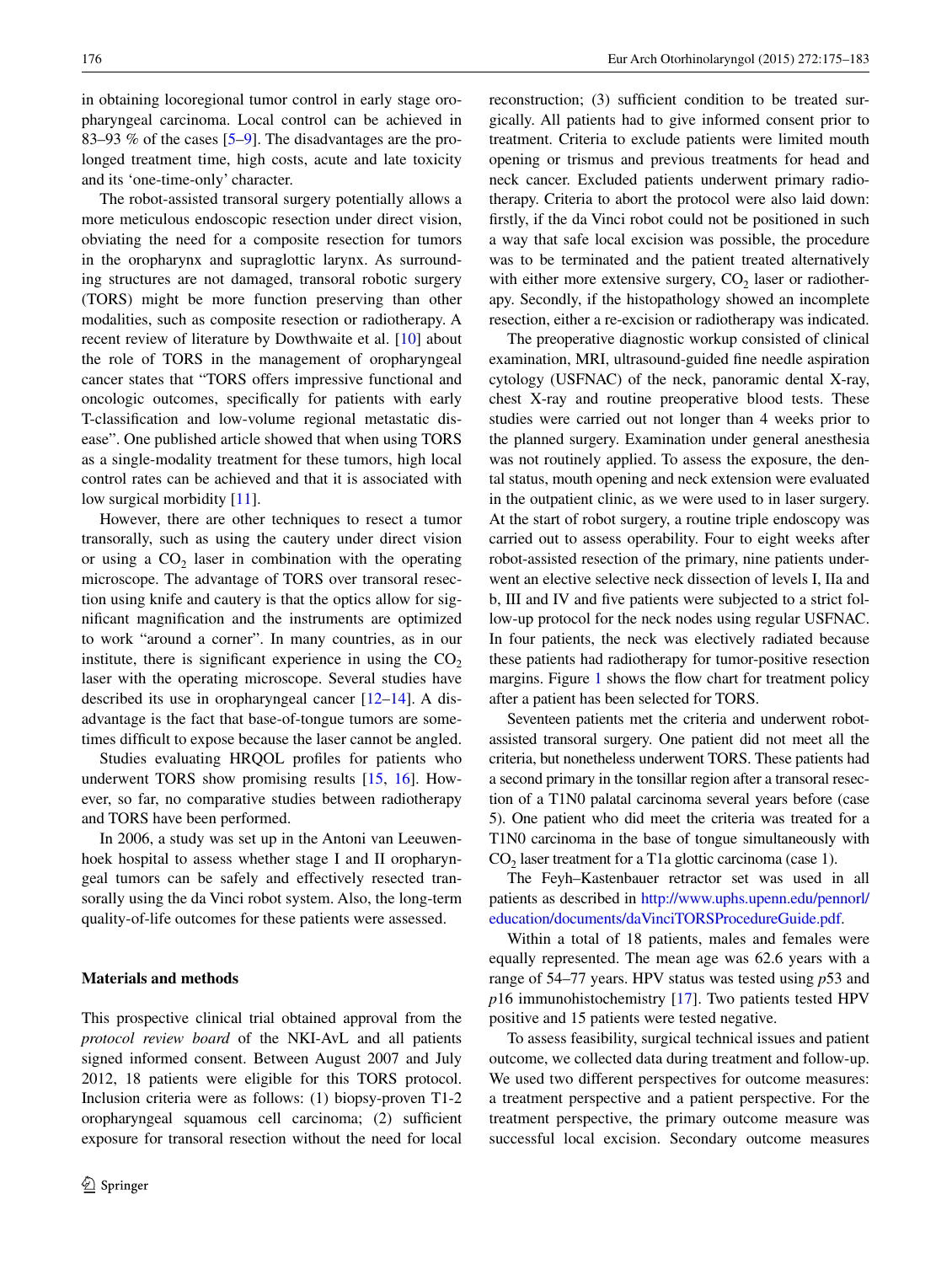in obtaining locoregional tumor control in early stage oropharyngeal carcinoma. Local control can be achieved in 83–93 % of the cases [5–9]. The disadvantages are the prolonged treatment time, high costs, acute and late toxicity and its 'one-time-only' character.

The robot-assisted transoral surgery potentially allows a more meticulous endoscopic resection under direct vision, obviating the need for a composite resection for tumors in the oropharynx and supraglottic larynx. As surrounding structures are not damaged, transoral robotic surgery (TORS) might be more function preserving than other modalities, such as composite resection or radiotherapy. A recent review of literature by Dowthwaite et al. [10] about the role of TORS in the management of oropharyngeal cancer states that "TORS offers impressive functional and oncologic outcomes, specifically for patients with early T-classification and low-volume regional metastatic disease". One published article showed that when using TORS as a single-modality treatment for these tumors, high local control rates can be achieved and that it is associated with low surgical morbidity [11].

However, there are other techniques to resect a tumor transorally, such as using the cautery under direct vision or using a $CO_2$ laser in combination with the operating microscope. The advantage of TORS over transoral resection using knife and cautery is that the optics allow for significant magnification and the instruments are optimized to work "around a corner". In many countries, as in our institute, there is significant experience in using the $CO_2$ laser with the operating microscope. Several studies have described its use in oropharyngeal cancer [12–14]. A disadvantage is the fact that base-of-tongue tumors are sometimes difficult to expose because the laser cannot be angled.

Studies evaluating HRQOL profiles for patients who underwent TORS show promising results [15, 16]. However, so far, no comparative studies between radiotherapy and TORS have been performed.

In 2006, a study was set up in the Antoni van Leeuwenhoek hospital to assess whether stage I and II oropharyngeal tumors can be safely and effectively resected transorally using the da Vinci robot system. Also, the long-term quality-of-life outcomes for these patients were assessed.

## Materials and methods

This prospective clinical trial obtained approval from the *protocol review board* of the NKI-AvL and all patients signed informed consent. Between August 2007 and July 2012, 18 patients were eligible for this TORS protocol. Inclusion criteria were as follows: (1) biopsy-proven T1-2 oropharyngeal squamous cell carcinoma; (2) sufficient exposure for transoral resection without the need for local reconstruction; (3) sufficient condition to be treated surgically. All patients had to give informed consent prior to treatment. Criteria to exclude patients were limited mouth opening or trismus and previous treatments for head and neck cancer. Excluded patients underwent primary radiotherapy. Criteria to abort the protocol were also laid down: firstly, if the da Vinci robot could not be positioned in such a way that safe local excision was possible, the procedure was to be terminated and the patient treated alternatively with either more extensive surgery, $CO_2$ laser or radiotherapy. Secondly, if the histopathology showed an incomplete resection, either a re-excision or radiotherapy was indicated.

The preoperative diagnostic workup consisted of clinical examination, MRI, ultrasound-guided fine needle aspiration cytology (USFNAC) of the neck, panoramic dental X-ray, chest X-ray and routine preoperative blood tests. These studies were carried out not longer than 4 weeks prior to the planned surgery. Examination under general anesthesia was not routinely applied. To assess the exposure, the dental status, mouth opening and neck extension were evaluated in the outpatient clinic, as we were used to in laser surgery. At the start of robot surgery, a routine triple endoscopy was carried out to assess operability. Four to eight weeks after robot-assisted resection of the primary, nine patients underwent an elective selective neck dissection of levels I, IIa and b, III and IV and five patients were subjected to a strict follow-up protocol for the neck nodes using regular USFNAC. In four patients, the neck was electively radiated because these patients had radiotherapy for tumor-positive resection margins. Figure 1 shows the flow chart for treatment policy after a patient has been selected for TORS.

Seventeen patients met the criteria and underwent robot-assisted transoral surgery. One patient did not meet all the criteria, but nonetheless underwent TORS. These patients had a second primary in the tonsillar region after a transoral resection of a T1N0 palatal carcinoma several years before (case 5). One patient who did meet the criteria was treated for a T1N0 carcinoma in the base of tongue simultaneously with $CO_2$ laser treatment for a T1a glottic carcinoma (case 1).

The Feyh–Kastenbauer retractor set was used in all patients as described in http://www.uphs.upenn.edu/pennorl/education/documents/daVinciTORSProcedureGuide.pdf.

Within a total of 18 patients, males and females were equally represented. The mean age was 62.6 years with a range of 54–77 years. HPV status was tested using *p*53 and *p*16 immunohistochemistry [17]. Two patients tested HPV positive and 15 patients were tested negative.

To assess feasibility, surgical technical issues and patient outcome, we collected data during treatment and follow-up. We used two different perspectives for outcome measures: a treatment perspective and a patient perspective. For the treatment perspective, the primary outcome measure was successful local excision. Secondary outcome measures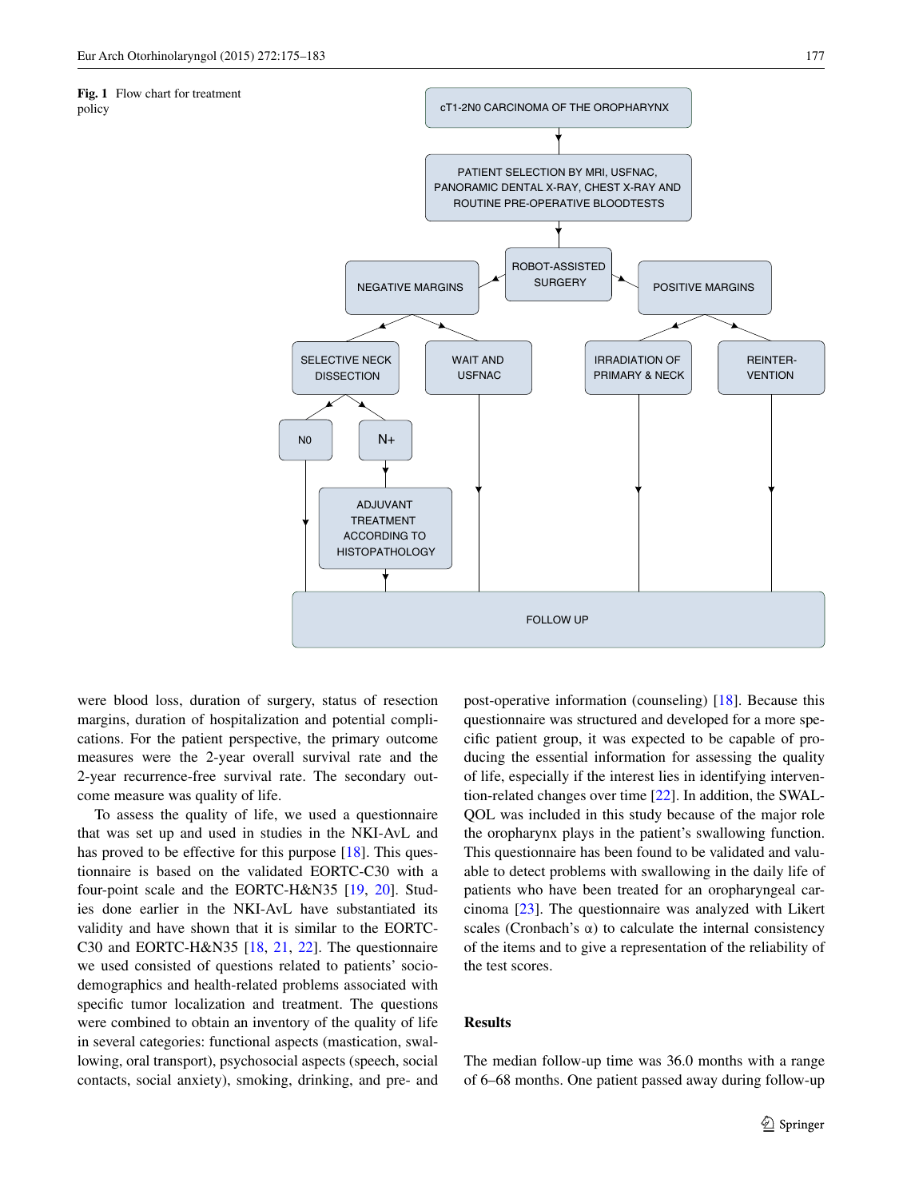Fig. 1 Flow chart for treatment policy

were blood loss, duration of surgery, status of resection margins, duration of hospitalization and potential complications. For the patient perspective, the primary outcome measures were the 2-year overall survival rate and the 2-year recurrence-free survival rate. The secondary outcome measure was quality of life.

To assess the quality of life, we used a questionnaire that was set up and used in studies in the NKI-AvL and has proved to be effective for this purpose [18]. This questionnaire is based on the validated EORTC-C30 with a four-point scale and the EORTC-H&N35 [19, 20]. Studies done earlier in the NKI-AvL have substantiated its validity and have shown that it is similar to the EORTC-C30 and EORTC-H&N35 [18, 21, 22]. The questionnaire we used consisted of questions related to patients' sociodemographics and health-related problems associated with specific tumor localization and treatment. The questions were combined to obtain an inventory of the quality of life in several categories: functional aspects (mastication, swallowing, oral transport), psychosocial aspects (speech, social contacts, social anxiety), smoking, drinking, and pre- and post-operative information (counseling) [18]. Because this questionnaire was structured and developed for a more specific patient group, it was expected to be capable of producing the essential information for assessing the quality of life, especially if the interest lies in identifying intervention-related changes over time [22]. In addition, the SWAL-QOL was included in this study because of the major role the oropharynx plays in the patient's swallowing function. This questionnaire has been found to be validated and valuable to detect problems with swallowing in the daily life of patients who have been treated for an oropharyngeal carcinoma [23]. The questionnaire was analyzed with Likert scales (Cronbach's α) to calculate the internal consistency of the items and to give a representation of the reliability of the test scores.

## Results

The median follow-up time was 36.0 months with a range of 6–68 months. One patient passed away during follow-up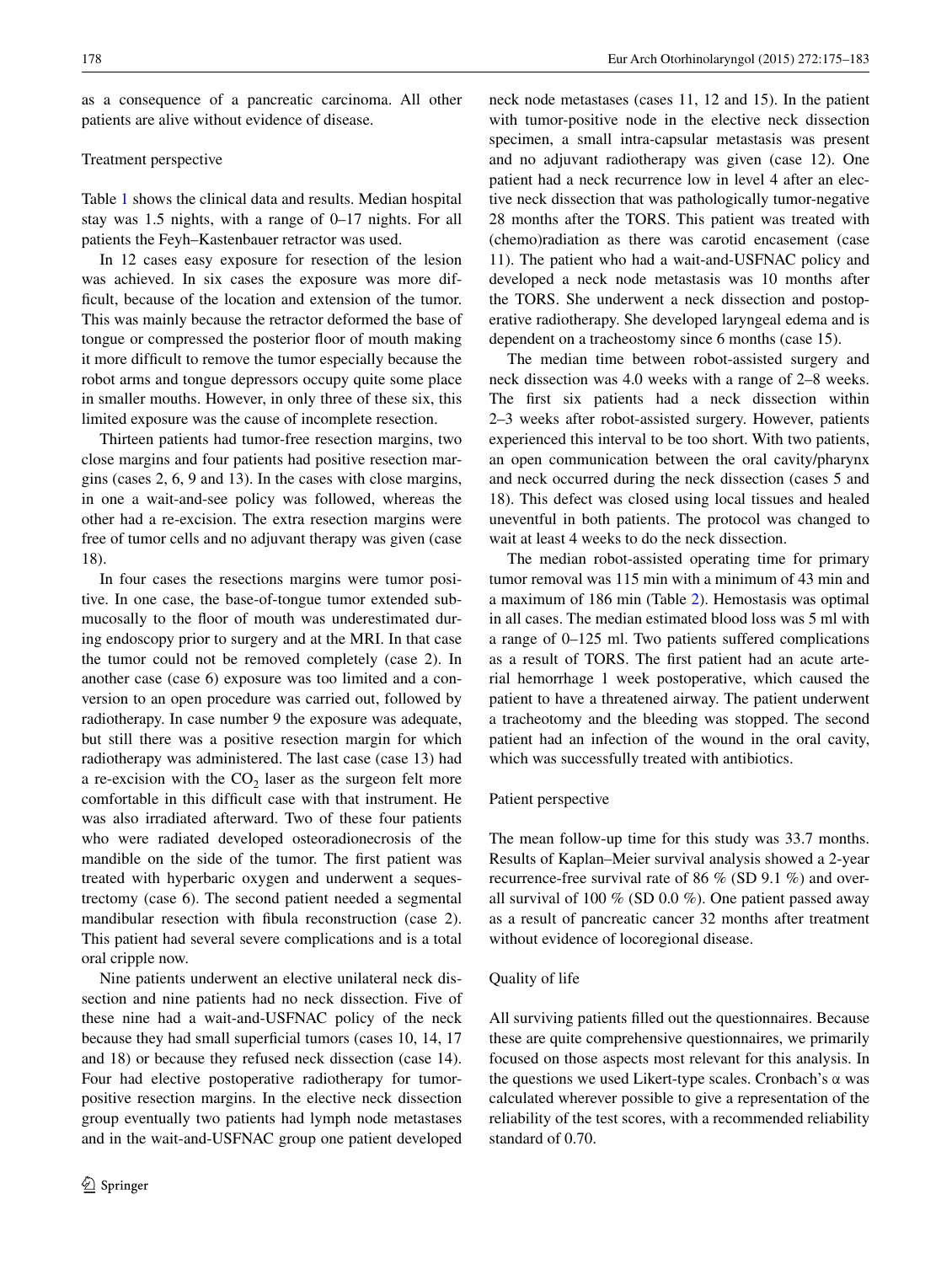as a consequence of a pancreatic carcinoma. All other patients are alive without evidence of disease.

### Treatment perspective

Table 1 shows the clinical data and results. Median hospital stay was 1.5 nights, with a range of 0–17 nights. For all patients the Feyh–Kastenbauer retractor was used.

In 12 cases easy exposure for resection of the lesion was achieved. In six cases the exposure was more difficult, because of the location and extension of the tumor. This was mainly because the retractor deformed the base of tongue or compressed the posterior floor of mouth making it more difficult to remove the tumor especially because the robot arms and tongue depressors occupy quite some place in smaller mouths. However, in only three of these six, this limited exposure was the cause of incomplete resection.

Thirteen patients had tumor-free resection margins, two close margins and four patients had positive resection margins (cases 2, 6, 9 and 13). In the cases with close margins, in one a wait-and-see policy was followed, whereas the other had a re-excision. The extra resection margins were free of tumor cells and no adjuvant therapy was given (case 18).

In four cases the resections margins were tumor positive. In one case, the base-of-tongue tumor extended submucosally to the floor of mouth was underestimated during endoscopy prior to surgery and at the MRI. In that case the tumor could not be removed completely (case 2). In another case (case 6) exposure was too limited and a conversion to an open procedure was carried out, followed by radiotherapy. In case number 9 the exposure was adequate, but still there was a positive resection margin for which radiotherapy was administered. The last case (case 13) had a re-excision with the $CO_2$ laser as the surgeon felt more comfortable in this difficult case with that instrument. He was also irradiated afterward. Two of these four patients who were radiated developed osteoradionecrosis of the mandible on the side of the tumor. The first patient was treated with hyperbaric oxygen and underwent a sequestrectomy (case 6). The second patient needed a segmental mandibular resection with fibula reconstruction (case 2). This patient had several severe complications and is a total oral cripple now.

Nine patients underwent an elective unilateral neck dissection and nine patients had no neck dissection. Five of these nine had a wait-and-USFNAC policy of the neck because they had small superficial tumors (cases 10, 14, 17 and 18) or because they refused neck dissection (case 14). Four had elective postoperative radiotherapy for tumor-positive resection margins. In the elective neck dissection group eventually two patients had lymph node metastases and in the wait-and-USFNAC group one patient developed neck node metastases (cases 11, 12 and 15). In the patient with tumor-positive node in the elective neck dissection specimen, a small intra-capsular metastasis was present and no adjuvant radiotherapy was given (case 12). One patient had a neck recurrence low in level 4 after an elective neck dissection that was pathologically tumor-negative 28 months after the TORS. This patient was treated with (chemo)radiation as there was carotid encasement (case 11). The patient who had a wait-and-USFNAC policy and developed a neck node metastasis was 10 months after the TORS. She underwent a neck dissection and postoperative radiotherapy. She developed laryngeal edema and is dependent on a tracheostomy since 6 months (case 15).

The median time between robot-assisted surgery and neck dissection was 4.0 weeks with a range of 2–8 weeks. The first six patients had a neck dissection within 2–3 weeks after robot-assisted surgery. However, patients experienced this interval to be too short. With two patients, an open communication between the oral cavity/pharynx and neck occurred during the neck dissection (cases 5 and 18). This defect was closed using local tissues and healed uneventful in both patients. The protocol was changed to wait at least 4 weeks to do the neck dissection.

The median robot-assisted operating time for primary tumor removal was 115 min with a minimum of 43 min and a maximum of 186 min (Table 2). Hemostasis was optimal in all cases. The median estimated blood loss was 5 ml with a range of 0–125 ml. Two patients suffered complications as a result of TORS. The first patient had an acute arterial hemorrhage 1 week postoperative, which caused the patient to have a threatened airway. The patient underwent a tracheotomy and the bleeding was stopped. The second patient had an infection of the wound in the oral cavity, which was successfully treated with antibiotics.

### Patient perspective

The mean follow-up time for this study was 33.7 months. Results of Kaplan–Meier survival analysis showed a 2-year recurrence-free survival rate of 86 % (SD 9.1 %) and overall survival of 100 % (SD 0.0 %). One patient passed away as a result of pancreatic cancer 32 months after treatment without evidence of locoregional disease.

### Quality of life

All surviving patients filled out the questionnaires. Because these are quite comprehensive questionnaires, we primarily focused on those aspects most relevant for this analysis. In the questions we used Likert-type scales. Cronbach's $\alpha$ was calculated wherever possible to give a representation of the reliability of the test scores, with a recommended reliability standard of 0.70.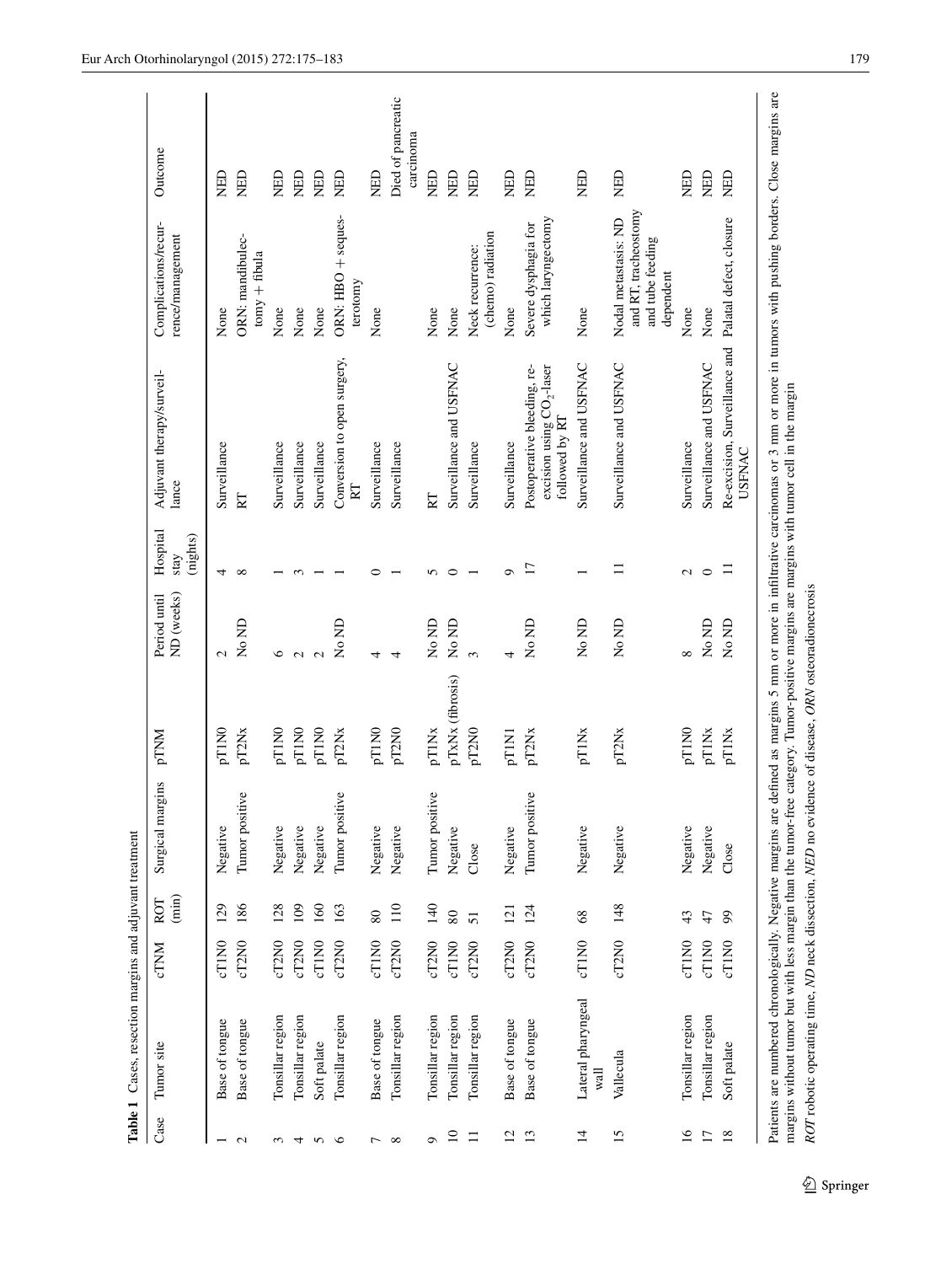**Table 1** Cases, resection margins and adjuvant treatment

| Case | Tumor site | cTNM | ROT (min) | Surgical margins | pTNM | Period until ND (weeks) | Hospital stay (nights) | Adjuvant therapy/surveillance | Complications/recurrence/management | Outcome |
|---|---|---|---|---|---|---|---|---|---|---|
| 1 | Base of tongue | cT1N0 | 129 | Negative | pT1N0 | 2 | 4 | Surveillance | None | NED |
| 2 | Base of tongue | cT2N0 | 186 | Tumor positive | pT2Nx | No ND | 8 | RT | ORN: mandibulectomy + fibula | NED |
| 3 | Tonsillar region | cT2N0 | 128 | Negative | pT1N0 | 6 | 1 | Surveillance | None | NED |
| 4 | Tonsillar region | cT2N0 | 109 | Negative | pT1N0 | 2 | 3 | Surveillance | None | NED |
| 5 | Soft palate | cT1N0 | 160 | Negative | pT1N0 | 2 | 1 | Surveillance | None | NED |
| 6 | Tonsillar region | cT2N0 | 163 | Tumor positive | pT2Nx | No ND | 1 | Conversion to open surgery, RT | ORN: HBO + sequesterotomy | NED |
| 7 | Base of tongue | cT1N0 | 80 | Negative | pT1N0 | 4 | 0 | Surveillance | None | NED |
| 8 | Tonsillar region | cT2N0 | 110 | Negative | pT2N0 | 4 | 1 | Surveillance | | Died of pancreatic carcinoma |
| 9 | Tonsillar region | cT2N0 | 140 | Tumor positive | pT1Nx | No ND | 5 | RT | None | NED |
| 10 | Tonsillar region | cT1N0 | 80 | Negative | pTxNx (fibrosis) | No ND | 0 | Surveillance and USFNAC | None | NED |
| 11 | Tonsillar region | cT2N0 | 51 | Close | pT2N0 | 3 | 1 | Surveillance | Neck recurrence: (chemo) radiation | NED |
| 12 | Base of tongue | cT2N0 | 121 | Negative | pT1N1 | 4 | 9 | Surveillance | None | NED |
| 13 | Base of tongue | cT2N0 | 124 | Tumor positive | pT2Nx | No ND | 17 | Postoperative bleeding, re-excision using $CO_2$-laser followed by RT | Severe dysphagia for which laryngectomy | NED |
| 14 | Lateral pharyngeal wall | cT1N0 | 68 | Negative | pT1Nx | No ND | 1 | Surveillance and USFNAC | None | NED |
| 15 | Vallecula | cT2N0 | 148 | Negative | pT2Nx | No ND | 11 | Surveillance and USFNAC | Nodal metastasis: ND and RT, tracheostomy and tube feeding dependent | NED |
| 16 | Tonsillar region | cT1N0 | 43 | Negative | pT1N0 | 8 | 2 | Surveillance | None | NED |
| 17 | Tonsillar region | cT1N0 | 47 | Negative | pT1Nx | No ND | 0 | Surveillance and USFNAC | None | NED |
| 18 | Soft palate | cT1N0 | 99 | Close | pT1Nx | No ND | 11 | Re-excision, Surveillance and USFNAC | Palatal defect, closure | NED |

Patients are numbered chronologically. Negative margins are defined as margins 5 mm or more in infiltrative carcinomas or 3 mm or more in tumors with pushing borders. Close margins are margins without tumor but with less margin than the tumor-free category. Tumor-positive margins are margins with tumor cell in the margin

*ROT* robotic operating time, *ND* neck dissection, *NED* no evidence of disease, *ORN* osteoradionecrosis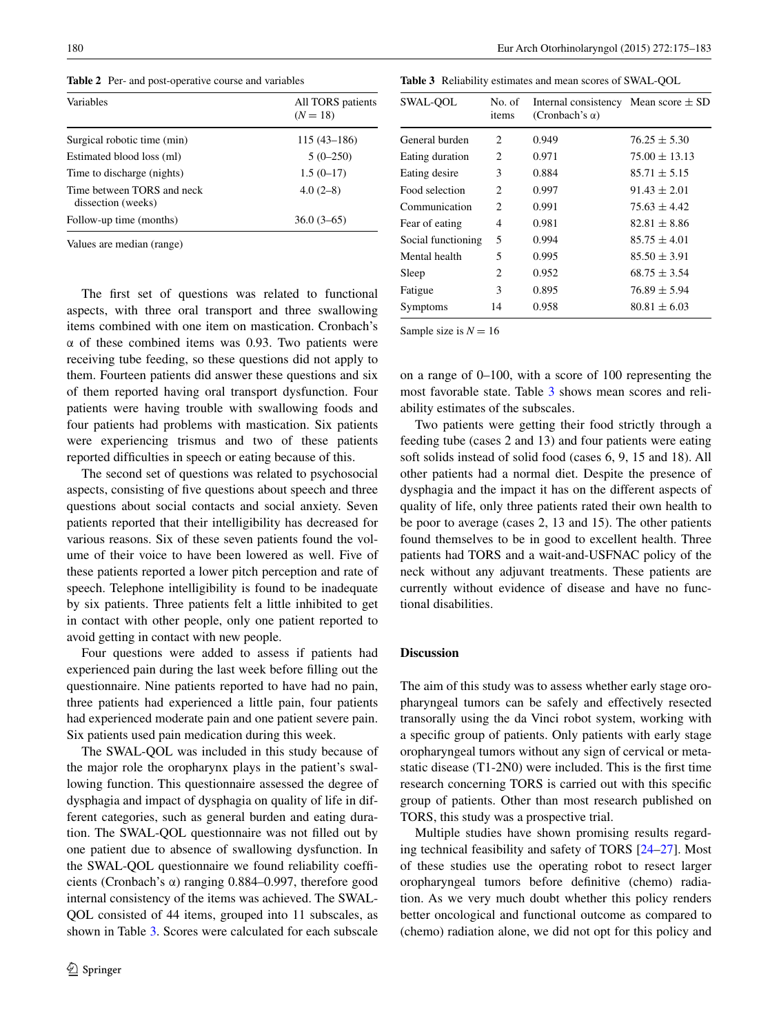**Table 2** Per- and post-operative course and variables

| Variables | All TORS patients ($N = 18$) |
|---|---|
| Surgical robotic time (min) | 115 (43–186) |
| Estimated blood loss (ml) | 5 (0–250) |
| Time to discharge (nights) | 1.5 (0–17) |
| Time between TORS and neck dissection (weeks) | 4.0 (2–8) |
| Follow-up time (months) | 36.0 (3–65) |

Values are median (range)

The first set of questions was related to functional aspects, with three oral transport and three swallowing items combined with one item on mastication. Cronbach's α of these combined items was 0.93. Two patients were receiving tube feeding, so these questions did not apply to them. Fourteen patients did answer these questions and six of them reported having oral transport dysfunction. Four patients were having trouble with swallowing foods and four patients had problems with mastication. Six patients were experiencing trismus and two of these patients reported difficulties in speech or eating because of this.

The second set of questions was related to psychosocial aspects, consisting of five questions about speech and three questions about social contacts and social anxiety. Seven patients reported that their intelligibility has decreased for various reasons. Six of these seven patients found the volume of their voice to have been lowered as well. Five of these patients reported a lower pitch perception and rate of speech. Telephone intelligibility is found to be inadequate by six patients. Three patients felt a little inhibited to get in contact with other people, only one patient reported to avoid getting in contact with new people.

Four questions were added to assess if patients had experienced pain during the last week before filling out the questionnaire. Nine patients reported to have had no pain, three patients had experienced a little pain, four patients had experienced moderate pain and one patient severe pain. Six patients used pain medication during this week.

The SWAL-QOL was included in this study because of the major role the oropharynx plays in the patient's swallowing function. This questionnaire assessed the degree of dysphagia and impact of dysphagia on quality of life in different categories, such as general burden and eating duration. The SWAL-QOL questionnaire was not filled out by one patient due to absence of swallowing dysfunction. In the SWAL-QOL questionnaire we found reliability coefficients (Cronbach's α) ranging 0.884–0.997, therefore good internal consistency of the items was achieved. The SWAL-QOL consisted of 44 items, grouped into 11 subscales, as shown in Table 3. Scores were calculated for each subscale on a range of 0–100, with a score of 100 representing the most favorable state. Table 3 shows mean scores and reliability estimates of the subscales.

**Table 3** Reliability estimates and mean scores of SWAL-QOL

| SWAL-QOL | No. of items | Internal consistency (Cronbach's α) | Mean score ± SD |
|---|---|---|---|
| General burden | 2 | 0.949 | 76.25 ± 5.30 |
| Eating duration | 2 | 0.971 | 75.00 ± 13.13 |
| Eating desire | 3 | 0.884 | 85.71 ± 5.15 |
| Food selection | 2 | 0.997 | 91.43 ± 2.01 |
| Communication | 2 | 0.991 | 75.63 ± 4.42 |
| Fear of eating | 4 | 0.981 | 82.81 ± 8.86 |
| Social functioning | 5 | 0.994 | 85.75 ± 4.01 |
| Mental health | 5 | 0.995 | 85.50 ± 3.91 |
| Sleep | 2 | 0.952 | 68.75 ± 3.54 |
| Fatigue | 3 | 0.895 | 76.89 ± 5.94 |
| Symptoms | 14 | 0.958 | 80.81 ± 6.03 |

Sample size is $N = 16$

Two patients were getting their food strictly through a feeding tube (cases 2 and 13) and four patients were eating soft solids instead of solid food (cases 6, 9, 15 and 18). All other patients had a normal diet. Despite the presence of dysphagia and the impact it has on the different aspects of quality of life, only three patients rated their own health to be poor to average (cases 2, 13 and 15). The other patients found themselves to be in good to excellent health. Three patients had TORS and a wait-and-USFNAC policy of the neck without any adjuvant treatments. These patients are currently without evidence of disease and have no functional disabilities.

## Discussion

The aim of this study was to assess whether early stage oropharyngeal tumors can be safely and effectively resected transorally using the da Vinci robot system, working with a specific group of patients. Only patients with early stage oropharyngeal tumors without any sign of cervical or metastatic disease (T1-2N0) were included. This is the first time research concerning TORS is carried out with this specific group of patients. Other than most research published on TORS, this study was a prospective trial.

Multiple studies have shown promising results regarding technical feasibility and safety of TORS [24–27]. Most of these studies use the operating robot to resect larger oropharyngeal tumors before definitive (chemo) radiation. As we very much doubt whether this policy renders better oncological and functional outcome as compared to (chemo) radiation alone, we did not opt for this policy and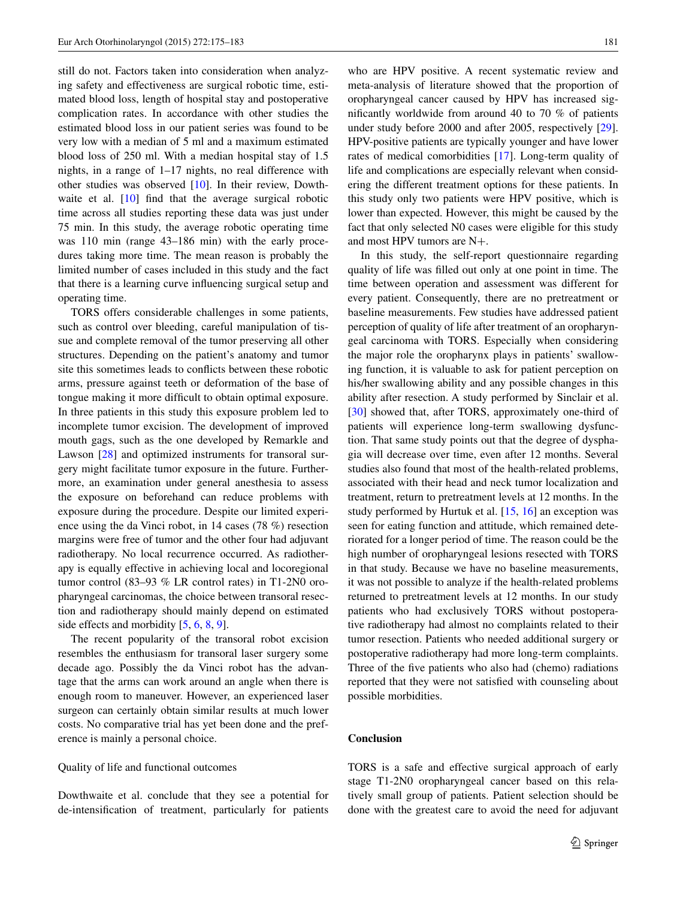still do not. Factors taken into consideration when analyzing safety and effectiveness are surgical robotic time, estimated blood loss, length of hospital stay and postoperative complication rates. In accordance with other studies the estimated blood loss in our patient series was found to be very low with a median of 5 ml and a maximum estimated blood loss of 250 ml. With a median hospital stay of 1.5 nights, in a range of 1–17 nights, no real difference with other studies was observed [10]. In their review, Dowthwaite et al. [10] find that the average surgical robotic time across all studies reporting these data was just under 75 min. In this study, the average robotic operating time was 110 min (range 43–186 min) with the early procedures taking more time. The mean reason is probably the limited number of cases included in this study and the fact that there is a learning curve influencing surgical setup and operating time.

TORS offers considerable challenges in some patients, such as control over bleeding, careful manipulation of tissue and complete removal of the tumor preserving all other structures. Depending on the patient's anatomy and tumor site this sometimes leads to conflicts between these robotic arms, pressure against teeth or deformation of the base of tongue making it more difficult to obtain optimal exposure. In three patients in this study this exposure problem led to incomplete tumor excision. The development of improved mouth gags, such as the one developed by Remarkle and Lawson [28] and optimized instruments for transoral surgery might facilitate tumor exposure in the future. Furthermore, an examination under general anesthesia to assess the exposure on beforehand can reduce problems with exposure during the procedure. Despite our limited experience using the da Vinci robot, in 14 cases (78 %) resection margins were free of tumor and the other four had adjuvant radiotherapy. No local recurrence occurred. As radiotherapy is equally effective in achieving local and locoregional tumor control (83–93 % LR control rates) in T1-2N0 oropharyngeal carcinomas, the choice between transoral resection and radiotherapy should mainly depend on estimated side effects and morbidity [5, 6, 8, 9].

The recent popularity of the transoral robot excision resembles the enthusiasm for transoral laser surgery some decade ago. Possibly the da Vinci robot has the advantage that the arms can work around an angle when there is enough room to maneuver. However, an experienced laser surgeon can certainly obtain similar results at much lower costs. No comparative trial has yet been done and the preference is mainly a personal choice.

### Quality of life and functional outcomes

Dowthwaite et al. conclude that they see a potential for de-intensification of treatment, particularly for patients who are HPV positive. A recent systematic review and meta-analysis of literature showed that the proportion of oropharyngeal cancer caused by HPV has increased significantly worldwide from around 40 to 70 % of patients under study before 2000 and after 2005, respectively [29]. HPV-positive patients are typically younger and have lower rates of medical comorbidities [17]. Long-term quality of life and complications are especially relevant when considering the different treatment options for these patients. In this study only two patients were HPV positive, which is lower than expected. However, this might be caused by the fact that only selected N0 cases were eligible for this study and most HPV tumors are N+.

In this study, the self-report questionnaire regarding quality of life was filled out only at one point in time. The time between operation and assessment was different for every patient. Consequently, there are no pretreatment or baseline measurements. Few studies have addressed patient perception of quality of life after treatment of an oropharyngeal carcinoma with TORS. Especially when considering the major role the oropharynx plays in patients' swallowing function, it is valuable to ask for patient perception on his/her swallowing ability and any possible changes in this ability after resection. A study performed by Sinclair et al. [30] showed that, after TORS, approximately one-third of patients will experience long-term swallowing dysfunction. That same study points out that the degree of dysphagia will decrease over time, even after 12 months. Several studies also found that most of the health-related problems, associated with their head and neck tumor localization and treatment, return to pretreatment levels at 12 months. In the study performed by Hurtuk et al. [15, 16] an exception was seen for eating function and attitude, which remained deteriorated for a longer period of time. The reason could be the high number of oropharyngeal lesions resected with TORS in that study. Because we have no baseline measurements, it was not possible to analyze if the health-related problems returned to pretreatment levels at 12 months. In our study patients who had exclusively TORS without postoperative radiotherapy had almost no complaints related to their tumor resection. Patients who needed additional surgery or postoperative radiotherapy had more long-term complaints. Three of the five patients who also had (chemo) radiations reported that they were not satisfied with counseling about possible morbidities.

## Conclusion

TORS is a safe and effective surgical approach of early stage T1-2N0 oropharyngeal cancer based on this relatively small group of patients. Patient selection should be done with the greatest care to avoid the need for adjuvant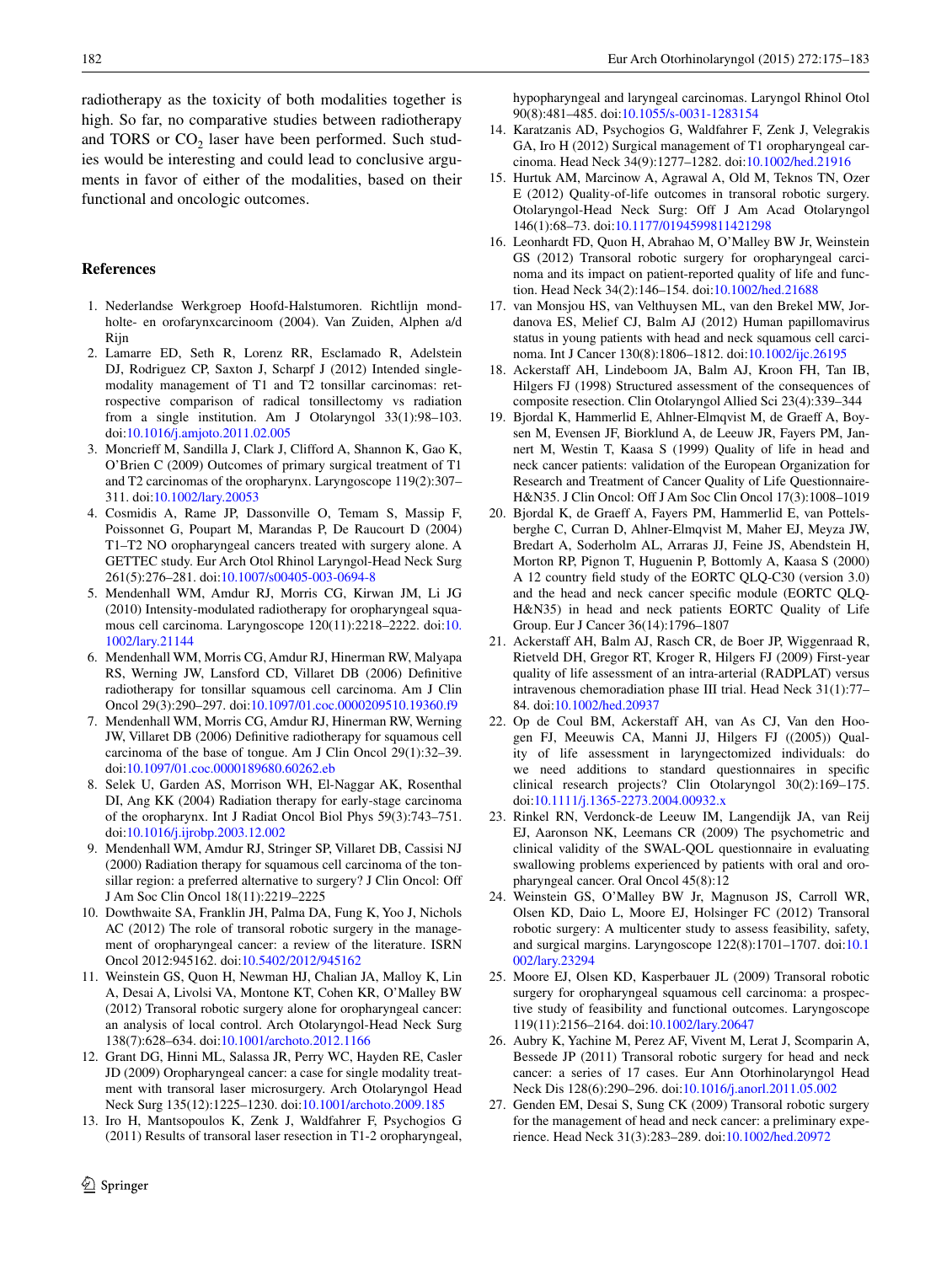radiotherapy as the toxicity of both modalities together is high. So far, no comparative studies between radiotherapy and TORS or $CO_2$ laser have been performed. Such studies would be interesting and could lead to conclusive arguments in favor of either of the modalities, based on their functional and oncologic outcomes.

## References

1. Nederlandse Werkgroep Hoofd-Halstumoren. Richtlijn mondholte- en orofarynxcarcinoom (2004). Van Zuiden, Alphen a/d Rijn
2. Lamarre ED, Seth R, Lorenz RR, Esclamado R, Adelstein DJ, Rodriguez CP, Saxton J, Scharpf J (2012) Intended single-modality management of T1 and T2 tonsillar carcinomas: retrospective comparison of radical tonsillectomy vs radiation from a single institution. Am J Otolaryngol 33(1):98–103. doi:10.1016/j.amjoto.2011.02.005
3. Moncrieff M, Sandilla J, Clark J, Clifford A, Shannon K, Gao K, O'Brien C (2009) Outcomes of primary surgical treatment of T1 and T2 carcinomas of the oropharynx. Laryngoscope 119(2):307–311. doi:10.1002/lary.20053
4. Cosmidis A, Rame JP, Dassonville O, Temam S, Massip F, Poissonnet G, Poupart M, Marandas P, De Raucourt D (2004) T1–T2 NO oropharyngeal cancers treated with surgery alone. A GETTEC study. Eur Arch Otol Rhinol Laryngol-Head Neck Surg 261(5):276–281. doi:10.1007/s00405-003-0694-8
5. Mendenhall WM, Amdur RJ, Morris CG, Kirwan JM, Li JG (2010) Intensity-modulated radiotherapy for oropharyngeal squamous cell carcinoma. Laryngoscope 120(11):2218–2222. doi:10.1002/lary.21144
6. Mendenhall WM, Morris CG, Amdur RJ, Hinerman RW, Malyapa RS, Werning JW, Lansford CD, Villaret DB (2006) Definitive radiotherapy for tonsillar squamous cell carcinoma. Am J Clin Oncol 29(3):290–297. doi:10.1097/01.coc.0000209510.19360.f9
7. Mendenhall WM, Morris CG, Amdur RJ, Hinerman RW, Werning JW, Villaret DB (2006) Definitive radiotherapy for squamous cell carcinoma of the base of tongue. Am J Clin Oncol 29(1):32–39. doi:10.1097/01.coc.0000189680.60262.eb
8. Selek U, Garden AS, Morrison WH, El-Naggar AK, Rosenthal DI, Ang KK (2004) Radiation therapy for early-stage carcinoma of the oropharynx. Int J Radiat Oncol Biol Phys 59(3):743–751. doi:10.1016/j.ijrobp.2003.12.002
9. Mendenhall WM, Amdur RJ, Stringer SP, Villaret DB, Cassisi NJ (2000) Radiation therapy for squamous cell carcinoma of the tonsillar region: a preferred alternative to surgery? J Clin Oncol: Off J Am Soc Clin Oncol 18(11):2219–2225
10. Dowthwaite SA, Franklin JH, Palma DA, Fung K, Yoo J, Nichols AC (2012) The role of transoral robotic surgery in the management of oropharyngeal cancer: a review of the literature. ISRN Oncol 2012:945162. doi:10.5402/2012/945162
11. Weinstein GS, Quon H, Newman HJ, Chalian JA, Malloy K, Lin A, Desai A, Livolsi VA, Montone KT, Cohen KR, O'Malley BW (2012) Transoral robotic surgery alone for oropharyngeal cancer: an analysis of local control. Arch Otolaryngol-Head Neck Surg 138(7):628–634. doi:10.1001/archoto.2012.1166
12. Grant DG, Hinni ML, Salassa JR, Perry WC, Hayden RE, Casler JD (2009) Oropharyngeal cancer: a case for single modality treatment with transoral laser microsurgery. Arch Otolaryngol Head Neck Surg 135(12):1225–1230. doi:10.1001/archoto.2009.185
13. Iro H, Mantsopoulos K, Zenk J, Waldfahrer F, Psychogios G (2011) Results of transoral laser resection in T1-2 oropharyngeal, hypopharyngeal and laryngeal carcinomas. Laryngol Rhinol Otol 90(8):481–485. doi:10.1055/s-0031-1283154
14. Karatzanis AD, Psychogios G, Waldfahrer F, Zenk J, Velegrakis GA, Iro H (2012) Surgical management of T1 oropharyngeal carcinoma. Head Neck 34(9):1277–1282. doi:10.1002/hed.21916
15. Hurtuk AM, Marcinow A, Agrawal A, Old M, Teknos TN, Ozer E (2012) Quality-of-life outcomes in transoral robotic surgery. Otolaryngol-Head Neck Surg: Off J Am Acad Otolaryngol 146(1):68–73. doi:10.1177/0194599811421298
16. Leonhardt FD, Quon H, Abrahao M, O'Malley BW Jr, Weinstein GS (2012) Transoral robotic surgery for oropharyngeal carcinoma and its impact on patient-reported quality of life and function. Head Neck 34(2):146–154. doi:10.1002/hed.21688
17. van Monsjou HS, van Velthuysen ML, van den Brekel MW, Jordanova ES, Melief CJ, Balm AJ (2012) Human papillomavirus status in young patients with head and neck squamous cell carcinoma. Int J Cancer 130(8):1806–1812. doi:10.1002/ijc.26195
18. Ackerstaff AH, Lindeboom JA, Balm AJ, Kroon FH, Tan IB, Hilgers FJ (1998) Structured assessment of the consequences of composite resection. Clin Otolaryngol Allied Sci 23(4):339–344
19. Bjordal K, Hammerlid E, Ahlner-Elmqvist M, de Graeff A, Boysen M, Evensen JF, Biorklund A, de Leeuw JR, Fayers PM, Jannert M, Westin T, Kaasa S (1999) Quality of life in head and neck cancer patients: validation of the European Organization for Research and Treatment of Cancer Quality of Life Questionnaire-H&N35. J Clin Oncol: Off J Am Soc Clin Oncol 17(3):1008–1019
20. Bjordal K, de Graeff A, Fayers PM, Hammerlid E, van Pottelsberghe C, Curran D, Ahlner-Elmqvist M, Maher EJ, Meyza JW, Bredart A, Soderholm AL, Arraras JJ, Feine JS, Abendstein H, Morton RP, Pignon T, Huguenin P, Bottomly A, Kaasa S (2000) A 12 country field study of the EORTC QLQ-C30 (version 3.0) and the head and neck cancer specific module (EORTC QLQ-H&N35) in head and neck patients EORTC Quality of Life Group. Eur J Cancer 36(14):1796–1807
21. Ackerstaff AH, Balm AJ, Rasch CR, de Boer JP, Wiggenraad R, Rietveld DH, Gregor RT, Kroger R, Hilgers FJ (2009) First-year quality of life assessment of an intra-arterial (RADPLAT) versus intravenous chemoradiation phase III trial. Head Neck 31(1):77–84. doi:10.1002/hed.20937
22. Op de Coul BM, Ackerstaff AH, van As CJ, Van den Hoogen FJ, Meeuwis CA, Manni JJ, Hilgers FJ ((2005)) Quality of life assessment in laryngectomized individuals: do we need additions to standard questionnaires in specific clinical research projects? Clin Otolaryngol 30(2):169–175. doi:10.1111/j.1365-2273.2004.00932.x
23. Rinkel RN, Verdonck-de Leeuw IM, Langendijk JA, van Reij EJ, Aaronson NK, Leemans CR (2009) The psychometric and clinical validity of the SWAL-QOL questionnaire in evaluating swallowing problems experienced by patients with oral and oropharyngeal cancer. Oral Oncol 45(8):12
24. Weinstein GS, O'Malley BW Jr, Magnuson JS, Carroll WR, Olsen KD, Daio L, Moore EJ, Holsinger FC (2012) Transoral robotic surgery: A multicenter study to assess feasibility, safety, and surgical margins. Laryngoscope 122(8):1701–1707. doi:10.1002/lary.23294
25. Moore EJ, Olsen KD, Kasperbauer JL (2009) Transoral robotic surgery for oropharyngeal squamous cell carcinoma: a prospective study of feasibility and functional outcomes. Laryngoscope 119(11):2156–2164. doi:10.1002/lary.20647
26. Aubry K, Yachine M, Perez AF, Vivent M, Lerat J, Scomparin A, Bessede JP (2011) Transoral robotic surgery for head and neck cancer: a series of 17 cases. Eur Ann Otorhinolaryngol Head Neck Dis 128(6):290–296. doi:10.1016/j.anorl.2011.05.002
27. Genden EM, Desai S, Sung CK (2009) Transoral robotic surgery for the management of head and neck cancer: a preliminary experience. Head Neck 31(3):283–289. doi:10.1002/hed.20972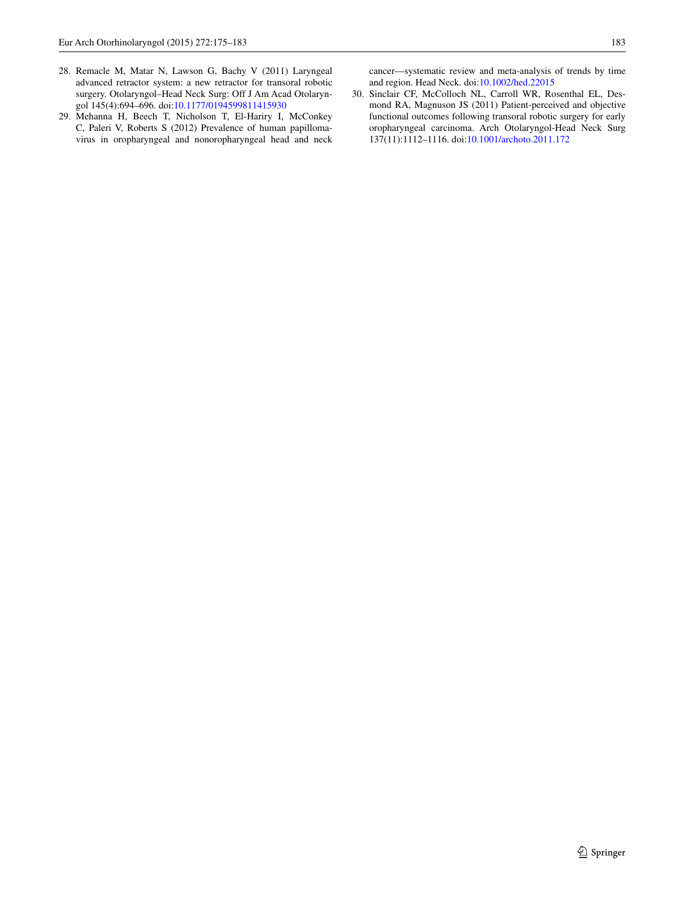28. Remacle M, Matar N, Lawson G, Bachy V (2011) Laryngeal advanced retractor system: a new retractor for transoral robotic surgery. Otolaryngol–Head Neck Surg: Off J Am Acad Otolaryngol 145(4):694–696. doi:10.1177/0194599811415930
29. Mehanna H, Beech T, Nicholson T, El-Hariry I, McConkey C, Paleri V, Roberts S (2012) Prevalence of human papillomavirus in oropharyngeal and nonoropharyngeal head and neck cancer—systematic review and meta-analysis of trends by time and region. Head Neck. doi:10.1002/hed.22015
30. Sinclair CF, McColloch NL, Carroll WR, Rosenthal EL, Desmond RA, Magnuson JS (2011) Patient-perceived and objective functional outcomes following transoral robotic surgery for early oropharyngeal carcinoma. Arch Otolaryngol-Head Neck Surg 137(11):1112–1116. doi:10.1001/archoto.2011.172